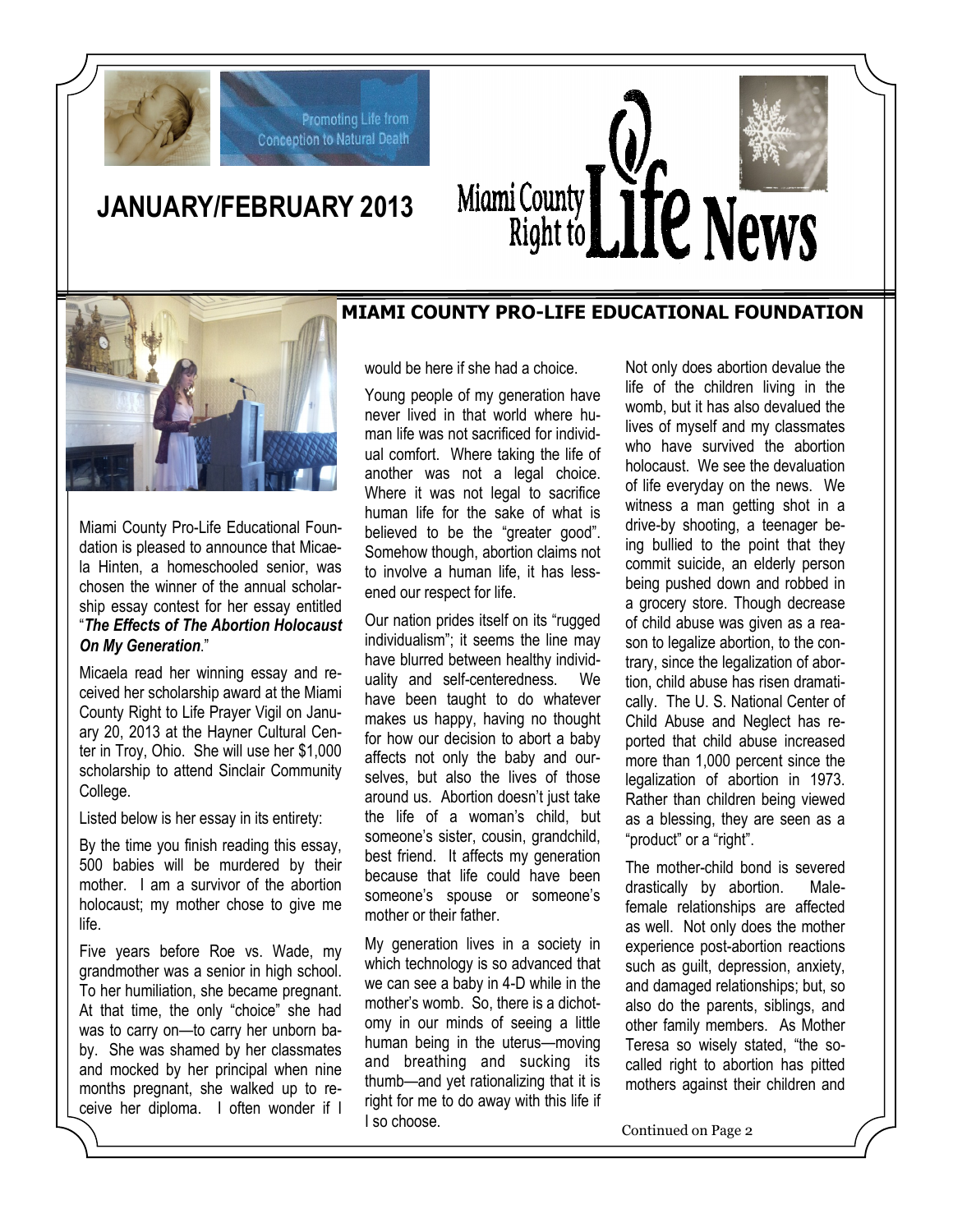Promoting Life from Conception to Natural Death

# Miami County Right to Life News

## JANUARY/FEBRUARY 2013

### MIAMI COUNTY PRO-LIFE EDUCATIONAL FOUNDATION

Miami County Pro-Life Educational Foundation is pleased to announce that Micaela Hinten, a homeschooled senior, was chosen the winner of the annual scholarship essay contest for her essay entitled "***The Effects of The Abortion Holocaust On My Generation***."

Micaela read her winning essay and received her scholarship award at the Miami County Right to Life Prayer Vigil on January 20, 2013 at the Hayner Cultural Center in Troy, Ohio. She will use her $1,000 scholarship to attend Sinclair Community College.

Listed below is her essay in its entirety:

By the time you finish reading this essay, 500 babies will be murdered by their mother. I am a survivor of the abortion holocaust; my mother chose to give me life.

Five years before Roe vs. Wade, my grandmother was a senior in high school. To her humiliation, she became pregnant. At that time, the only "choice" she had was to carry on—to carry her unborn baby. She was shamed by her classmates and mocked by her principal when nine months pregnant, she walked up to receive her diploma. I often wonder if I would be here if she had a choice.

Young people of my generation have never lived in that world where human life was not sacrificed for individual comfort. Where taking the life of another was not a legal choice. Where it was not legal to sacrifice human life for the sake of what is believed to be the "greater good". Somehow though, abortion claims not to involve a human life, it has lessened our respect for life.

Our nation prides itself on its "rugged individualism"; it seems the line may have blurred between healthy individuality and self-centeredness. We have been taught to do whatever makes us happy, having no thought for how our decision to abort a baby affects not only the baby and ourselves, but also the lives of those around us. Abortion doesn't just take the life of a woman's child, but someone's sister, cousin, grandchild, best friend. It affects my generation because that life could have been someone's spouse or someone's mother or their father.

My generation lives in a society in which technology is so advanced that we can see a baby in 4-D while in the mother's womb. So, there is a dichotomy in our minds of seeing a little human being in the uterus—moving and breathing and sucking its thumb—and yet rationalizing that it is right for me to do away with this life if I so choose.

Not only does abortion devalue the life of the children living in the womb, but it has also devalued the lives of myself and my classmates who have survived the abortion holocaust. We see the devaluation of life everyday on the news. We witness a man getting shot in a drive-by shooting, a teenager being bullied to the point that they commit suicide, an elderly person being pushed down and robbed in a grocery store. Though decrease of child abuse was given as a reason to legalize abortion, to the contrary, since the legalization of abortion, child abuse has risen dramatically. The U. S. National Center of Child Abuse and Neglect has reported that child abuse increased more than 1,000 percent since the legalization of abortion in 1973. Rather than children being viewed as a blessing, they are seen as a "product" or a "right".

The mother-child bond is severed drastically by abortion. Male-female relationships are affected as well. Not only does the mother experience post-abortion reactions such as guilt, depression, anxiety, and damaged relationships; but, so also do the parents, siblings, and other family members. As Mother Teresa so wisely stated, "the so-called right to abortion has pitted mothers against their children and

Continued on Page 2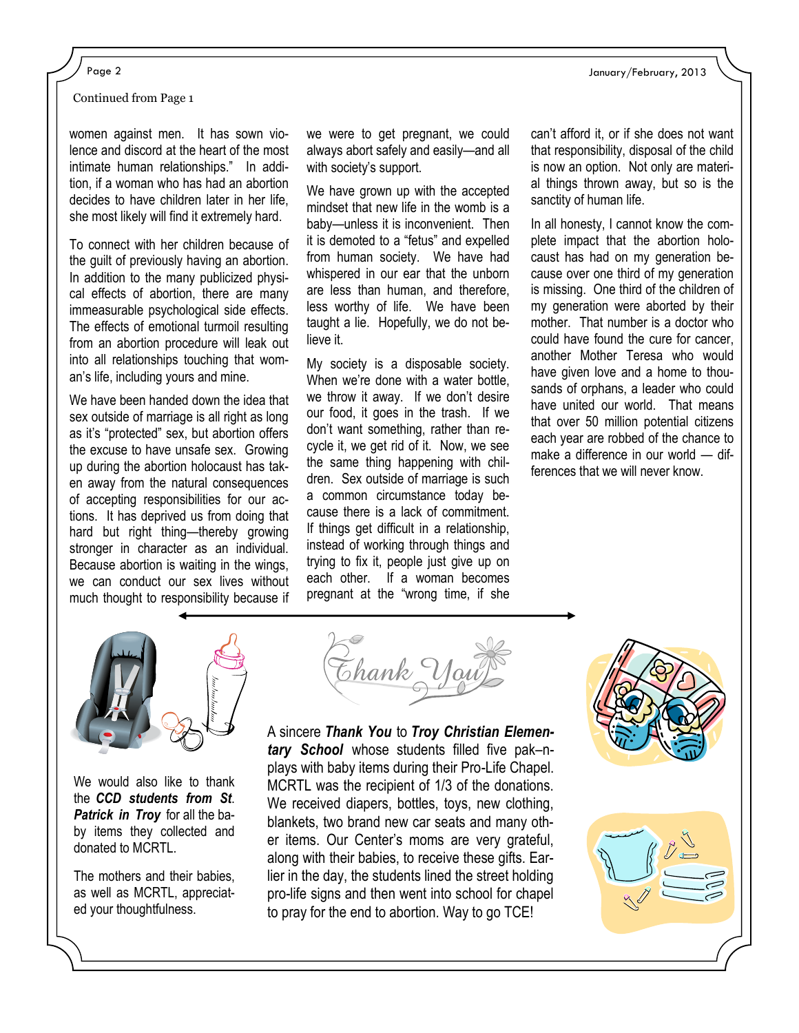Continued from Page 1

women against men. It has sown violence and discord at the heart of the most intimate human relationships." In addition, if a woman who has had an abortion decides to have children later in her life, she most likely will find it extremely hard.

To connect with her children because of the guilt of previously having an abortion. In addition to the many publicized physical effects of abortion, there are many immeasurable psychological side effects. The effects of emotional turmoil resulting from an abortion procedure will leak out into all relationships touching that woman's life, including yours and mine.

We have been handed down the idea that sex outside of marriage is all right as long as it's "protected" sex, but abortion offers the excuse to have unsafe sex. Growing up during the abortion holocaust has taken away from the natural consequences of accepting responsibilities for our actions. It has deprived us from doing that hard but right thing—thereby growing stronger in character as an individual. Because abortion is waiting in the wings, we can conduct our sex lives without much thought to responsibility because if we were to get pregnant, we could always abort safely and easily—and all with society's support.

We have grown up with the accepted mindset that new life in the womb is a baby—unless it is inconvenient. Then it is demoted to a "fetus" and expelled from human society. We have had whispered in our ear that the unborn are less than human, and therefore, less worthy of life. We have been taught a lie. Hopefully, we do not believe it.

My society is a disposable society. When we're done with a water bottle, we throw it away. If we don't desire our food, it goes in the trash. If we don't want something, rather than recycle it, we get rid of it. Now, we see the same thing happening with children. Sex outside of marriage is such a common circumstance today because there is a lack of commitment. If things get difficult in a relationship, instead of working through things and trying to fix it, people just give up on each other. If a woman becomes pregnant at the "wrong time, if she can't afford it, or if she does not want that responsibility, disposal of the child is now an option. Not only are material things thrown away, but so is the sanctity of human life.

In all honesty, I cannot know the complete impact that the abortion holocaust has had on my generation because over one third of my generation is missing. One third of the children of my generation were aborted by their mother. That number is a doctor who could have found the cure for cancer, another Mother Teresa who would have given love and a home to thousands of orphans, a leader who could have united our world. That means that over 50 million potential citizens each year are robbed of the chance to make a difference in our world — differences that we will never know.

We would also like to thank the ***CCD students from St. Patrick in Troy*** for all the baby items they collected and donated to MCRTL.

The mothers and their babies, as well as MCRTL, appreciated your thoughtfulness.

*Thank You*

A sincere ***Thank You*** to ***Troy Christian Elementary School*** whose students filled five pak–n-plays with baby items during their Pro-Life Chapel. MCRTL was the recipient of 1/3 of the donations. We received diapers, bottles, toys, new clothing, blankets, two brand new car seats and many other items. Our Center's moms are very grateful, along with their babies, to receive these gifts. Earlier in the day, the students lined the street holding pro-life signs and then went into school for chapel to pray for the end to abortion. Way to go TCE!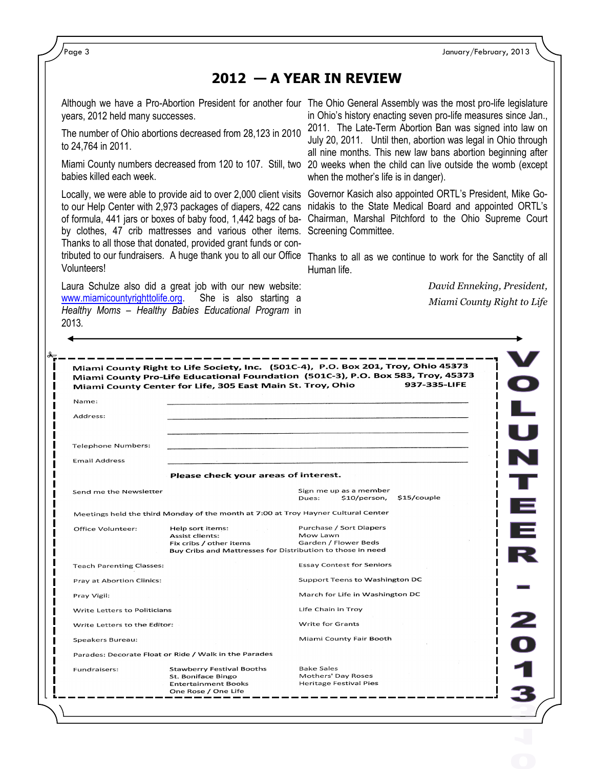## 2012 — A YEAR IN REVIEW

Although we have a Pro-Abortion President for another four years, 2012 held many successes.

The number of Ohio abortions decreased from 28,123 in 2010 to 24,764 in 2011.

Miami County numbers decreased from 120 to 107. Still, two babies killed each week.

Locally, we were able to provide aid to over 2,000 client visits to our Help Center with 2,973 packages of diapers, 422 cans of formula, 441 jars or boxes of baby food, 1,442 bags of baby clothes, 47 crib mattresses and various other items. Thanks to all those that donated, provided grant funds or contributed to our fundraisers. A huge thank you to all our Office Volunteers!

Laura Schulze also did a great job with our new website: www.miamicountyrighttolife.org. She is also starting a *Healthy Moms – Healthy Babies Educational Program* in 2013.

The Ohio General Assembly was the most pro-life legislature in Ohio's history enacting seven pro-life measures since Jan., 2011. The Late-Term Abortion Ban was signed into law on July 20, 2011. Until then, abortion was legal in Ohio through all nine months. This new law bans abortion beginning after 20 weeks when the child can live outside the womb (except when the mother's life is in danger).

Governor Kasich also appointed ORTL's President, Mike Gonidakis to the State Medical Board and appointed ORTL's Chairman, Marshal Pitchford to the Ohio Supreme Court Screening Committee.

Thanks to all as we continue to work for the Sanctity of all Human life.

*David Enneking, President,*
*Miami County Right to Life*

---

**VOLUNTEER - 2013**

**Miami County Right to Life Society, Inc. (501C-4), P.O. Box 201, Troy, Ohio 45373**
**Miami County Pro-Life Educational Foundation (501C-3), P.O. Box 583, Troy, 45373**
**Miami County Center for Life, 305 East Main St. Troy, Ohio 937-335-LIFE**

Name: ______________________________

Address: ______________________________

______________________________

Telephone Numbers: ______________________________

Email Address ______________________________

**Please check your areas of interest.**

Send me the Newsletter

Sign me up as a member
Dues: $10/person, $15/couple

Meetings held the third Monday of the month at 7:00 at Troy Hayner Cultural Center

Office Volunteer:
- Help sort items:
- Assist clients:
- Fix cribs / other items
- Purchase / Sort Diapers
- Mow Lawn
- Garden / Flower Beds
- Buy Cribs and Mattresses for Distribution to those in need

Teach Parenting Classes:

Essay Contest for Seniors

Pray at Abortion Clinics:

Support Teens to Washington DC

Pray Vigil:

March for Life in Washington DC

Write Letters to Politicians

Life Chain in Troy

Write Letters to the Editor:

Write for Grants

Speakers Bureau:

Miami County Fair Booth

Parades: Decorate Float or Ride / Walk in the Parades

Fundraisers:
- Stawberry Festival Booths
- St. Boniface Bingo
- Entertainment Books
- One Rose / One Life
- Bake Sales
- Mothers' Day Roses
- Heritage Festival Pies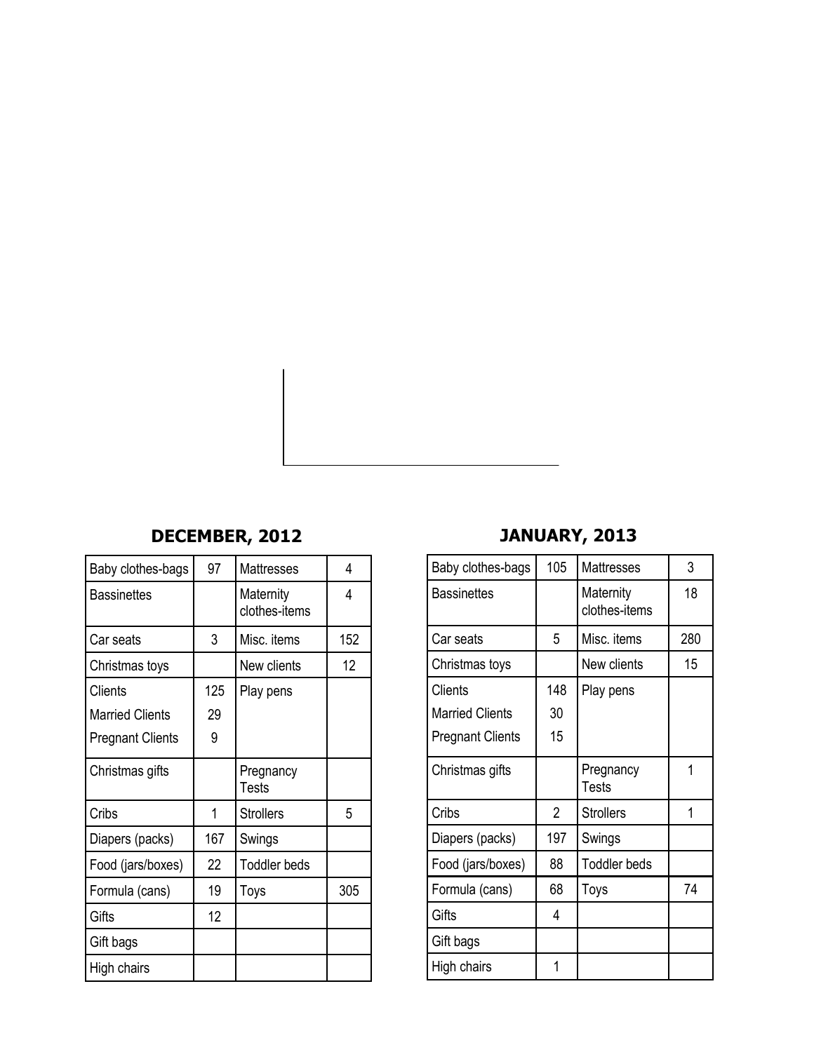## DECEMBER, 2012

| | | | |
|---|---|---|---|
| Baby clothes-bags | 97 | Mattresses | 4 |
| Bassinettes | | Maternity clothes-items | 4 |
| Car seats | 3 | Misc. items | 152 |
| Christmas toys | | New clients | 12 |
| Clients<br>Married Clients<br>Pregnant Clients | 125<br>29<br>9 | Play pens | |
| Christmas gifts | | Pregnancy Tests | |
| Cribs | 1 | Strollers | 5 |
| Diapers (packs) | 167 | Swings | |
| Food (jars/boxes) | 22 | Toddler beds | |
| Formula (cans) | 19 | Toys | 305 |
| Gifts | 12 | | |
| Gift bags | | | |
| High chairs | | | |

## JANUARY, 2013

| | | | |
|---|---|---|---|
| Baby clothes-bags | 105 | Mattresses | 3 |
| Bassinettes | | Maternity clothes-items | 18 |
| Car seats | 5 | Misc. items | 280 |
| Christmas toys | | New clients | 15 |
| Clients<br>Married Clients<br>Pregnant Clients | 148<br>30<br>15 | Play pens | |
| Christmas gifts | | Pregnancy Tests | 1 |
| Cribs | 2 | Strollers | 1 |
| Diapers (packs) | 197 | Swings | |
| Food (jars/boxes) | 88 | Toddler beds | |
| Formula (cans) | 68 | Toys | 74 |
| Gifts | 4 | | |
| Gift bags | | | |
| High chairs | 1 | | |